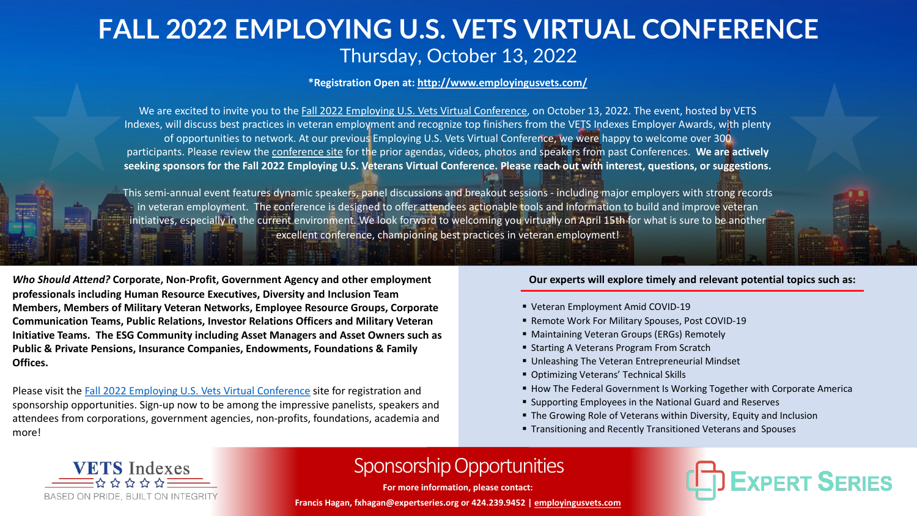# FALL 2022 EMPLOYING U.S. VETS VIRTUAL CONFERENCE

## Thursday, October 13, 2022

**\*Registration Open at: http://www.employingusvets.com/**

We are excited to invite you to the Fall 2022 Employing U.S. Vets Virtual Conference, on October 13, 2022. The event, hosted by VETS Indexes, will discuss best practices in veteran employment and recognize top finishers from the VETS Indexes Employer Awards, with plenty of opportunities to network. At our previous Employing U.S. Vets Virtual Conference, we were happy to welcome over 300 participants. Please review the conference site for the prior agendas, videos, photos and speakers from past Conferences. **We are actively seeking sponsors for the Fall 2022 Employing U.S. Veterans Virtual Conference. Please reach out with interest, questions, or suggestions.**

This semi-annual event features dynamic speakers, panel discussions and breakout sessions - including major employers with strong records in veteran employment. The conference is designed to offer attendees actionable tools and Information to build and improve veteran initiatives, especially in the current environment. We look forward to welcoming you virtually on April 15th for what is sure to be another excellent conference, championing best practices in veteran employment!

***Who Should Attend?*** **Corporate, Non-Profit, Government Agency and other employment professionals including Human Resource Executives, Diversity and Inclusion Team Members, Members of Military Veteran Networks, Employee Resource Groups, Corporate Communication Teams, Public Relations, Investor Relations Officers and Military Veteran Initiative Teams. The ESG Community including Asset Managers and Asset Owners such as Public & Private Pensions, Insurance Companies, Endowments, Foundations & Family Offices.**

Please visit the Fall 2022 Employing U.S. Vets Virtual Conference site for registration and sponsorship opportunities. Sign-up now to be among the impressive panelists, speakers and attendees from corporations, government agencies, non-profits, foundations, academia and more!

**Our experts will explore timely and relevant potential topics such as:**

- Veteran Employment Amid COVID-19
- Remote Work For Military Spouses, Post COVID-19
- Maintaining Veteran Groups (ERGs) Remotely
- Starting A Veterans Program From Scratch
- Unleashing The Veteran Entrepreneurial Mindset
- Optimizing Veterans' Technical Skills
- How The Federal Government Is Working Together with Corporate America
- Supporting Employees in the National Guard and Reserves
- The Growing Role of Veterans within Diversity, Equity and Inclusion
- Transitioning and Recently Transitioned Veterans and Spouses

VETS Indexes – BASED ON PRIDE, BUILT ON INTEGRITY

## Sponsorship Opportunities

**For more information, please contact:**

**Francis Hagan, fxhagan@expertseries.org or 424.239.9452 | employingusvets.com**

EXPERT SERIES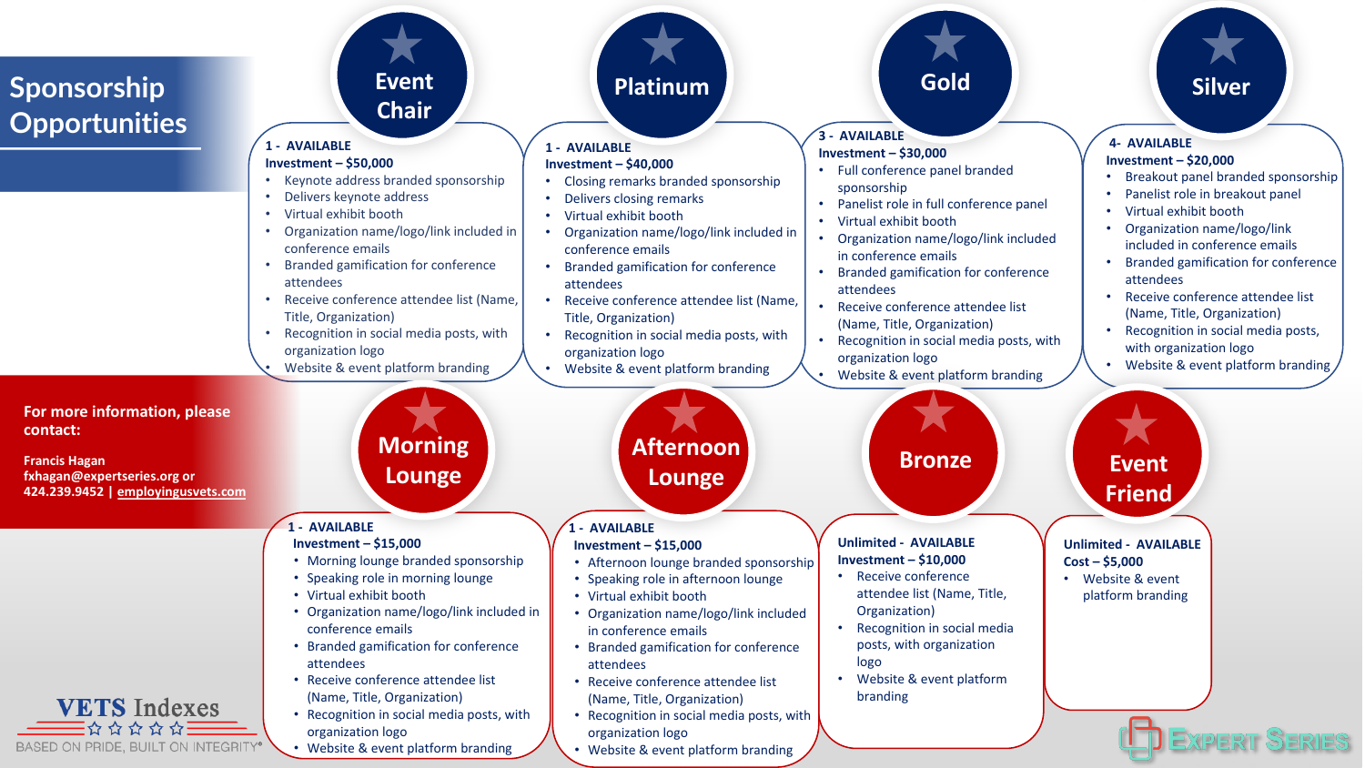# Sponsorship Opportunities

## Event Chair

**1 - AVAILABLE**

**Investment – $50,000**

- Keynote address branded sponsorship
- Delivers keynote address
- Virtual exhibit booth
- Organization name/logo/link included in conference emails
- Branded gamification for conference attendees
- Receive conference attendee list (Name, Title, Organization)
- Recognition in social media posts, with organization logo
- Website & event platform branding

## Platinum

**1 - AVAILABLE**

**Investment – $40,000**

- Closing remarks branded sponsorship
- Delivers closing remarks
- Virtual exhibit booth
- Organization name/logo/link included in conference emails
- Branded gamification for conference attendees
- Receive conference attendee list (Name, Title, Organization)
- Recognition in social media posts, with organization logo
- Website & event platform branding

## Gold

**3 - AVAILABLE**

**Investment – $30,000**

- Full conference panel branded sponsorship
- Panelist role in full conference panel
- Virtual exhibit booth
- Organization name/logo/link included in conference emails
- Branded gamification for conference attendees
- Receive conference attendee list (Name, Title, Organization)
- Recognition in social media posts, with organization logo
- Website & event platform branding

## Silver

**4- AVAILABLE**

**Investment – $20,000**

- Breakout panel branded sponsorship
- Panelist role in breakout panel
- Virtual exhibit booth
- Organization name/logo/link included in conference emails
- Branded gamification for conference attendees
- Receive conference attendee list (Name, Title, Organization)
- Recognition in social media posts, with organization logo
- Website & event platform branding

**For more information, please contact:**

**Francis Hagan**
**fxhagan@expertseries.org or**
**424.239.9452 | employingusvets.com**

## Morning Lounge

**1 - AVAILABLE**

**Investment – $15,000**

- Morning lounge branded sponsorship
- Speaking role in morning lounge
- Virtual exhibit booth
- Organization name/logo/link included in conference emails
- Branded gamification for conference attendees
- Receive conference attendee list (Name, Title, Organization)
- Recognition in social media posts, with organization logo
- Website & event platform branding

## Afternoon Lounge

**1 - AVAILABLE**

**Investment – $15,000**

- Afternoon lounge branded sponsorship
- Speaking role in afternoon lounge
- Virtual exhibit booth
- Organization name/logo/link included in conference emails
- Branded gamification for conference attendees
- Receive conference attendee list (Name, Title, Organization)
- Recognition in social media posts, with organization logo
- Website & event platform branding

## Bronze

**Unlimited - AVAILABLE**

**Investment – $10,000**

- Receive conference attendee list (Name, Title, Organization)
- Recognition in social media posts, with organization logo
- Website & event platform branding

## Event Friend

**Unlimited - AVAILABLE**

**Cost – $5,000**

- Website & event platform branding

VETS Indexes
BASED ON PRIDE, BUILT ON INTEGRITY®

Expert Series